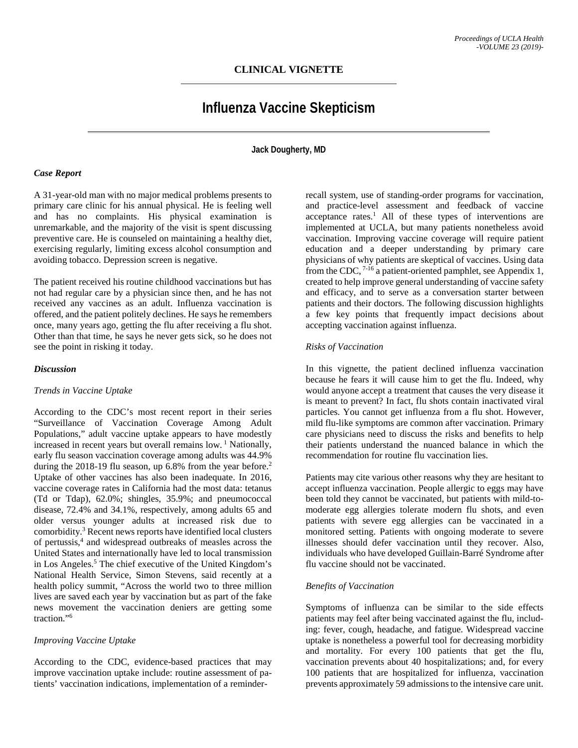## CLINICAL VIGNETTE

# Influenza Vaccine Skepticism

**Jack Dougherty, MD**

### *Case Report*

A 31-year-old man with no major medical problems presents to primary care clinic for his annual physical. He is feeling well and has no complaints. His physical examination is unremarkable, and the majority of the visit is spent discussing preventive care. He is counseled on maintaining a healthy diet, exercising regularly, limiting excess alcohol consumption and avoiding tobacco. Depression screen is negative.

The patient received his routine childhood vaccinations but has not had regular care by a physician since then, and he has not received any vaccines as an adult. Influenza vaccination is offered, and the patient politely declines. He says he remembers once, many years ago, getting the flu after receiving a flu shot. Other than that time, he says he never gets sick, so he does not see the point in risking it today.

### *Discussion*

*Trends in Vaccine Uptake*

According to the CDC's most recent report in their series "Surveillance of Vaccination Coverage Among Adult Populations," adult vaccine uptake appears to have modestly increased in recent years but overall remains low. [1] Nationally, early flu season vaccination coverage among adults was 44.9% during the 2018-19 flu season, up 6.8% from the year before.[2] Uptake of other vaccines has also been inadequate. In 2016, vaccine coverage rates in California had the most data: tetanus (Td or Tdap), 62.0%; shingles, 35.9%; and pneumococcal disease, 72.4% and 34.1%, respectively, among adults 65 and older versus younger adults at increased risk due to comorbidity.[3] Recent news reports have identified local clusters of pertussis,[4] and widespread outbreaks of measles across the United States and internationally have led to local transmission in Los Angeles.[5] The chief executive of the United Kingdom's National Health Service, Simon Stevens, said recently at a health policy summit, "Across the world two to three million lives are saved each year by vaccination but as part of the fake news movement the vaccination deniers are getting some traction."[6]

*Improving Vaccine Uptake*

According to the CDC, evidence-based practices that may improve vaccination uptake include: routine assessment of patients' vaccination indications, implementation of a reminder-recall system, use of standing-order programs for vaccination, and practice-level assessment and feedback of vaccine acceptance rates.[1] All of these types of interventions are implemented at UCLA, but many patients nonetheless avoid vaccination. Improving vaccine coverage will require patient education and a deeper understanding by primary care physicians of why patients are skeptical of vaccines. Using data from the CDC, [7-16] a patient-oriented pamphlet, see Appendix 1, created to help improve general understanding of vaccine safety and efficacy, and to serve as a conversation starter between patients and their doctors. The following discussion highlights a few key points that frequently impact decisions about accepting vaccination against influenza.

*Risks of Vaccination*

In this vignette, the patient declined influenza vaccination because he fears it will cause him to get the flu. Indeed, why would anyone accept a treatment that causes the very disease it is meant to prevent? In fact, flu shots contain inactivated viral particles. You cannot get influenza from a flu shot. However, mild flu-like symptoms are common after vaccination. Primary care physicians need to discuss the risks and benefits to help their patients understand the nuanced balance in which the recommendation for routine flu vaccination lies.

Patients may cite various other reasons why they are hesitant to accept influenza vaccination. People allergic to eggs may have been told they cannot be vaccinated, but patients with mild-to-moderate egg allergies tolerate modern flu shots, and even patients with severe egg allergies can be vaccinated in a monitored setting. Patients with ongoing moderate to severe illnesses should defer vaccination until they recover. Also, individuals who have developed Guillain-Barré Syndrome after flu vaccine should not be vaccinated.

*Benefits of Vaccination*

Symptoms of influenza can be similar to the side effects patients may feel after being vaccinated against the flu, including: fever, cough, headache, and fatigue. Widespread vaccine uptake is nonetheless a powerful tool for decreasing morbidity and mortality. For every 100 patients that get the flu, vaccination prevents about 40 hospitalizations; and, for every 100 patients that are hospitalized for influenza, vaccination prevents approximately 59 admissions to the intensive care unit.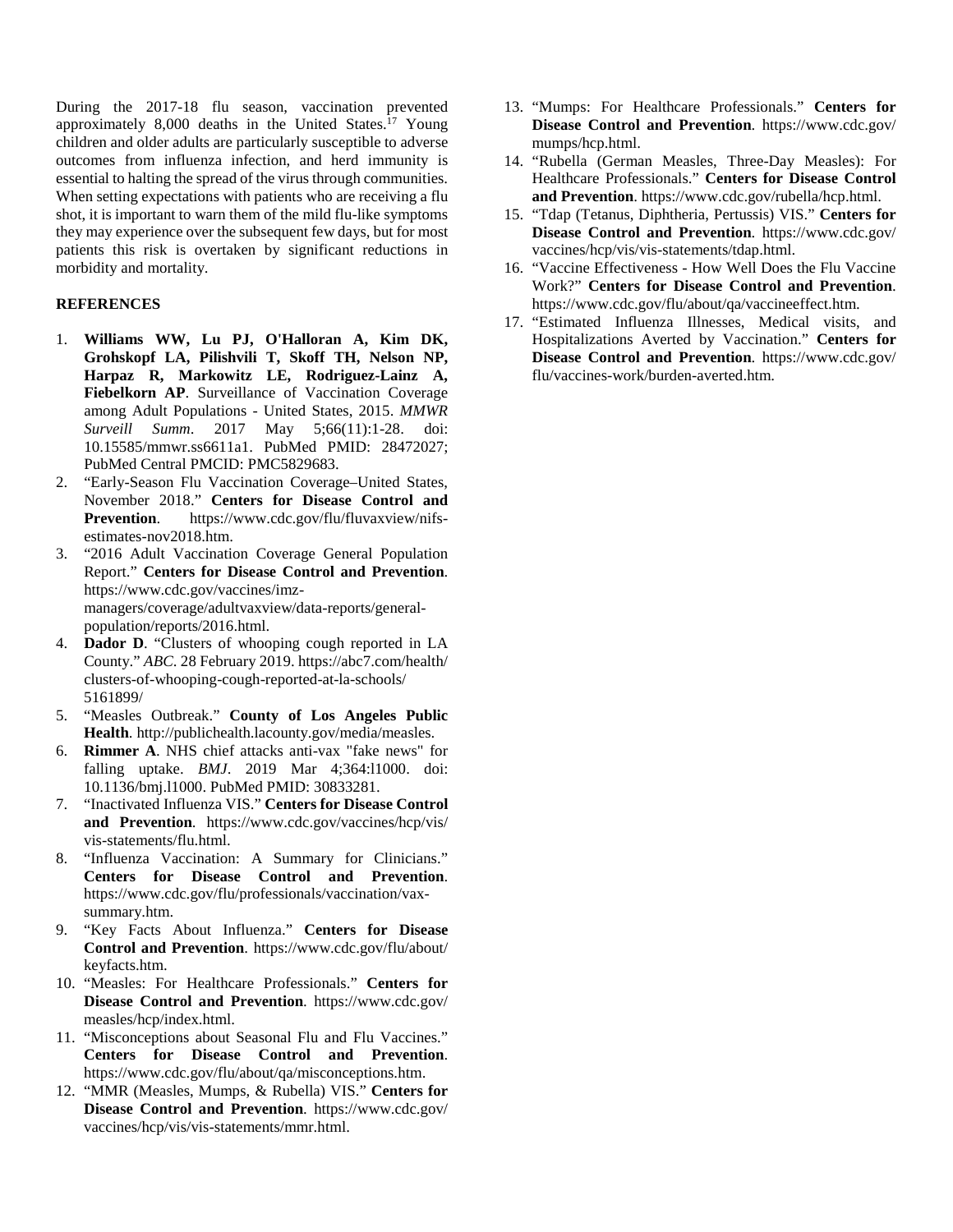During the 2017-18 flu season, vaccination prevented approximately 8,000 deaths in the United States.[17] Young children and older adults are particularly susceptible to adverse outcomes from influenza infection, and herd immunity is essential to halting the spread of the virus through communities. When setting expectations with patients who are receiving a flu shot, it is important to warn them of the mild flu-like symptoms they may experience over the subsequent few days, but for most patients this risk is overtaken by significant reductions in morbidity and mortality.

## REFERENCES

1. **Williams WW, Lu PJ, O'Halloran A, Kim DK, Grohskopf LA, Pilishvili T, Skoff TH, Nelson NP, Harpaz R, Markowitz LE, Rodriguez-Lainz A, Fiebelkorn AP**. Surveillance of Vaccination Coverage among Adult Populations - United States, 2015. *MMWR Surveill Summ*. 2017 May 5;66(11):1-28. doi: 10.15585/mmwr.ss6611a1. PubMed PMID: 28472027; PubMed Central PMCID: PMC5829683.
2. "Early-Season Flu Vaccination Coverage–United States, November 2018." **Centers for Disease Control and Prevention**. https://www.cdc.gov/flu/fluvaxview/nifs-estimates-nov2018.htm.
3. "2016 Adult Vaccination Coverage General Population Report." **Centers for Disease Control and Prevention**. https://www.cdc.gov/vaccines/imz-managers/coverage/adultvaxview/data-reports/general-population/reports/2016.html.
4. **Dador D**. "Clusters of whooping cough reported in LA County." *ABC*. 28 February 2019. https://abc7.com/health/clusters-of-whooping-cough-reported-at-la-schools/5161899/
5. "Measles Outbreak." **County of Los Angeles Public Health**. http://publichealth.lacounty.gov/media/measles.
6. **Rimmer A**. NHS chief attacks anti-vax "fake news" for falling uptake. *BMJ*. 2019 Mar 4;364:l1000. doi: 10.1136/bmj.l1000. PubMed PMID: 30833281.
7. "Inactivated Influenza VIS." **Centers for Disease Control and Prevention**. https://www.cdc.gov/vaccines/hcp/vis/vis-statements/flu.html.
8. "Influenza Vaccination: A Summary for Clinicians." **Centers for Disease Control and Prevention**. https://www.cdc.gov/flu/professionals/vaccination/vax-summary.htm.
9. "Key Facts About Influenza." **Centers for Disease Control and Prevention**. https://www.cdc.gov/flu/about/keyfacts.htm.
10. "Measles: For Healthcare Professionals." **Centers for Disease Control and Prevention**. https://www.cdc.gov/measles/hcp/index.html.
11. "Misconceptions about Seasonal Flu and Flu Vaccines." **Centers for Disease Control and Prevention**. https://www.cdc.gov/flu/about/qa/misconceptions.htm.
12. "MMR (Measles, Mumps, & Rubella) VIS." **Centers for Disease Control and Prevention**. https://www.cdc.gov/vaccines/hcp/vis/vis-statements/mmr.html.
13. "Mumps: For Healthcare Professionals." **Centers for Disease Control and Prevention**. https://www.cdc.gov/mumps/hcp.html.
14. "Rubella (German Measles, Three-Day Measles): For Healthcare Professionals." **Centers for Disease Control and Prevention**. https://www.cdc.gov/rubella/hcp.html.
15. "Tdap (Tetanus, Diphtheria, Pertussis) VIS." **Centers for Disease Control and Prevention**. https://www.cdc.gov/vaccines/hcp/vis/vis-statements/tdap.html.
16. "Vaccine Effectiveness - How Well Does the Flu Vaccine Work?" **Centers for Disease Control and Prevention**. https://www.cdc.gov/flu/about/qa/vaccineeffect.htm.
17. "Estimated Influenza Illnesses, Medical visits, and Hospitalizations Averted by Vaccination." **Centers for Disease Control and Prevention**. https://www.cdc.gov/flu/vaccines-work/burden-averted.htm.